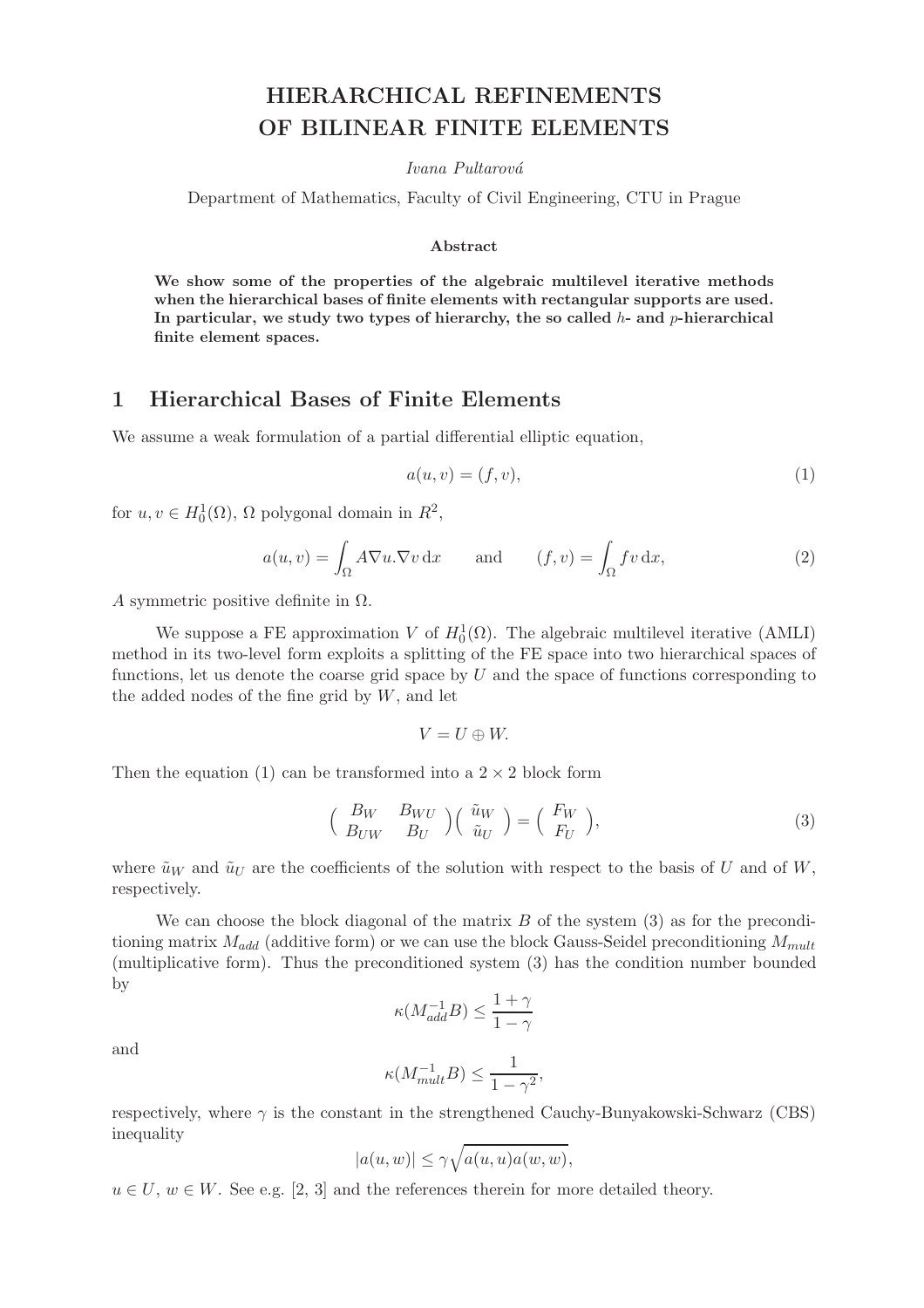# HIERARCHICAL REFINEMENTS OF BILINEAR FINITE ELEMENTS

*Ivana Pultarová*

Department of Mathematics, Faculty of Civil Engineering, CTU in Prague

### Abstract

**We show some of the properties of the algebraic multilevel iterative methods when the hierarchical bases of finite elements with rectangular supports are used. In particular, we study two types of hierarchy, the so called $h$- and $p$-hierarchical finite element spaces.**

## 1 Hierarchical Bases of Finite Elements

We assume a weak formulation of a partial differential elliptic equation,

$$a(u, v) = (f, v), \tag{1}$$

for $u, v \in H_0^1(\Omega)$, $\Omega$ polygonal domain in $R^2$,

$$a(u, v) = \int_\Omega A\nabla u.\nabla v \, \mathrm{d}x \qquad \text{and} \qquad (f, v) = \int_\Omega f v \, \mathrm{d}x, \tag{2}$$

$A$ symmetric positive definite in $\Omega$.

We suppose a FE approximation $V$ of $H_0^1(\Omega)$. The algebraic multilevel iterative (AMLI) method in its two-level form exploits a splitting of the FE space into two hierarchical spaces of functions, let us denote the coarse grid space by $U$ and the space of functions corresponding to the added nodes of the fine grid by $W$, and let

$$V = U \oplus W.$$

Then the equation (1) can be transformed into a $2 \times 2$ block form

$$\begin{pmatrix} B_W & B_{WU} \\ B_{UW} & B_U \end{pmatrix} \begin{pmatrix} \tilde{u}_W \\ \tilde{u}_U \end{pmatrix} = \begin{pmatrix} F_W \\ F_U \end{pmatrix}, \tag{3}$$

where $\tilde{u}_W$ and $\tilde{u}_U$ are the coefficients of the solution with respect to the basis of $U$ and of $W$, respectively.

We can choose the block diagonal of the matrix $B$ of the system (3) as for the preconditioning matrix $M_{add}$ (additive form) or we can use the block Gauss-Seidel preconditioning $M_{mult}$ (multiplicative form). Thus the preconditioned system (3) has the condition number bounded by

$$\kappa(M_{add}^{-1}B) \leq \frac{1+\gamma}{1-\gamma}$$

and

$$\kappa(M_{mult}^{-1}B) \leq \frac{1}{1-\gamma^2},$$

respectively, where $\gamma$ is the constant in the strengthened Cauchy-Bunyakowski-Schwarz (CBS) inequality

$$|a(u, w)| \leq \gamma\sqrt{a(u, u)a(w, w)},$$

$u \in U$, $w \in W$. See e.g. [2, 3] and the references therein for more detailed theory.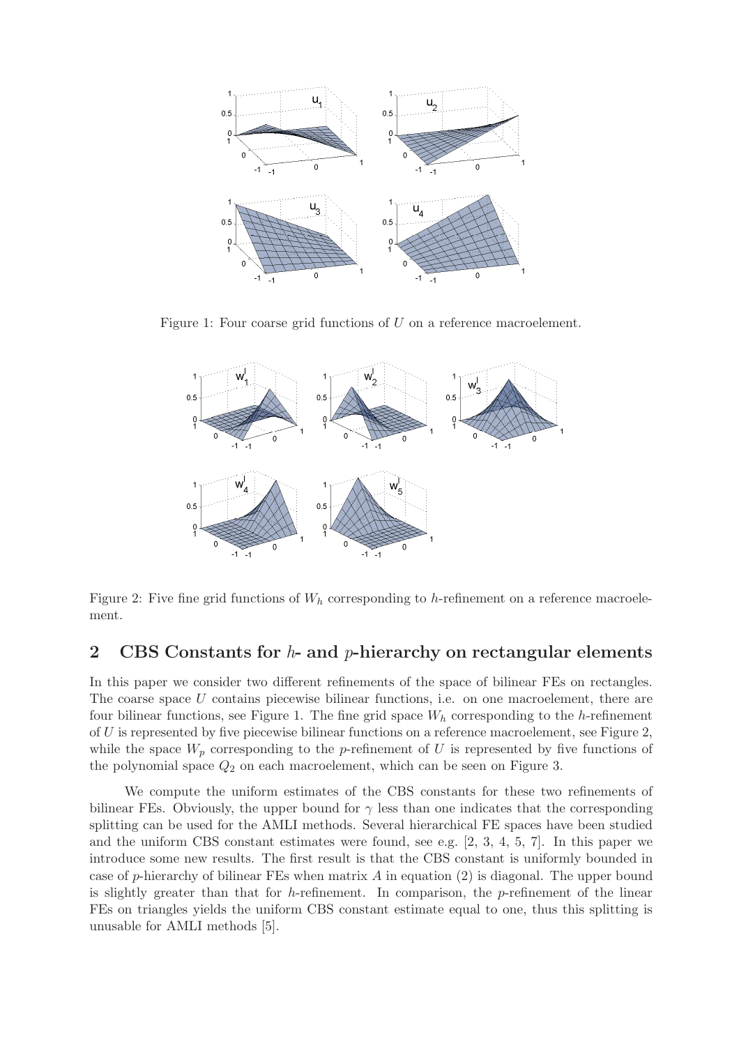Figure 1: Four coarse grid functions of $U$ on a reference macroelement.

Figure 2: Five fine grid functions of $W_h$ corresponding to $h$-refinement on a reference macroelement.

## 2 CBS Constants for $h$- and $p$-hierarchy on rectangular elements

In this paper we consider two different refinements of the space of bilinear FEs on rectangles. The coarse space $U$ contains piecewise bilinear functions, i.e. on one macroelement, there are four bilinear functions, see Figure 1. The fine grid space $W_h$ corresponding to the $h$-refinement of $U$ is represented by five piecewise bilinear functions on a reference macroelement, see Figure 2, while the space $W_p$ corresponding to the $p$-refinement of $U$ is represented by five functions of the polynomial space $Q_2$ on each macroelement, which can be seen on Figure 3.

We compute the uniform estimates of the CBS constants for these two refinements of bilinear FEs. Obviously, the upper bound for $\gamma$ less than one indicates that the corresponding splitting can be used for the AMLI methods. Several hierarchical FE spaces have been studied and the uniform CBS constant estimates were found, see e.g. [2, 3, 4, 5, 7]. In this paper we introduce some new results. The first result is that the CBS constant is uniformly bounded in case of $p$-hierarchy of bilinear FEs when matrix $A$ in equation (2) is diagonal. The upper bound is slightly greater than that for $h$-refinement. In comparison, the $p$-refinement of the linear FEs on triangles yields the uniform CBS constant estimate equal to one, thus this splitting is unusable for AMLI methods [5].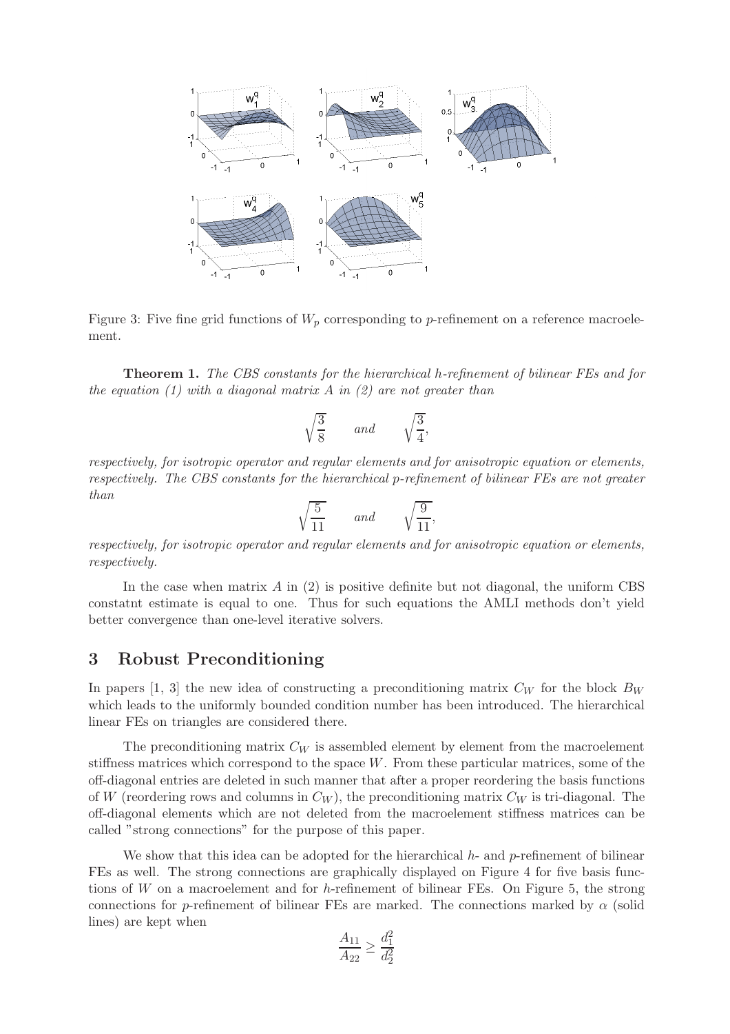Figure 3: Five fine grid functions of $W_p$ corresponding to $p$-refinement on a reference macroelement.

**Theorem 1.** *The CBS constants for the hierarchical h-refinement of bilinear FEs and for the equation (1) with a diagonal matrix A in (2) are not greater than*

$$\sqrt{\frac{3}{8}} \qquad \textit{and} \qquad \sqrt{\frac{3}{4}},$$

*respectively, for isotropic operator and regular elements and for anisotropic equation or elements, respectively. The CBS constants for the hierarchical p-refinement of bilinear FEs are not greater than*

$$\sqrt{\frac{5}{11}} \qquad \textit{and} \qquad \sqrt{\frac{9}{11}},$$

*respectively, for isotropic operator and regular elements and for anisotropic equation or elements, respectively.*

In the case when matrix $A$ in (2) is positive definite but not diagonal, the uniform CBS constatnt estimate is equal to one. Thus for such equations the AMLI methods don't yield better convergence than one-level iterative solvers.

## 3 Robust Preconditioning

In papers [1, 3] the new idea of constructing a preconditioning matrix $C_W$ for the block $B_W$ which leads to the uniformly bounded condition number has been introduced. The hierarchical linear FEs on triangles are considered there.

The preconditioning matrix $C_W$ is assembled element by element from the macroelement stiffness matrices which correspond to the space $W$. From these particular matrices, some of the off-diagonal entries are deleted in such manner that after a proper reordering the basis functions of $W$ (reordering rows and columns in $C_W$), the preconditioning matrix $C_W$ is tri-diagonal. The off-diagonal elements which are not deleted from the macroelement stiffness matrices can be called "strong connections" for the purpose of this paper.

We show that this idea can be adopted for the hierarchical $h$- and $p$-refinement of bilinear FEs as well. The strong connections are graphically displayed on Figure 4 for five basis functions of $W$ on a macroelement and for $h$-refinement of bilinear FEs. On Figure 5, the strong connections for $p$-refinement of bilinear FEs are marked. The connections marked by $\alpha$ (solid lines) are kept when

$$\frac{A_{11}}{A_{22}} \geq \frac{d_1^2}{d_2^2}$$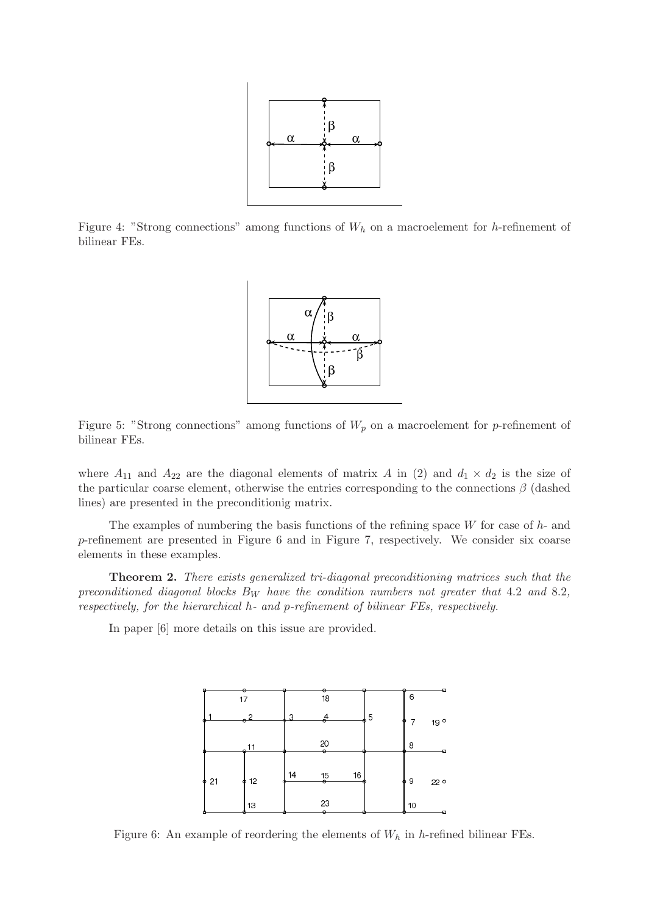Figure 4: "Strong connections" among functions of $W_h$ on a macroelement for $h$-refinement of bilinear FEs.

Figure 5: "Strong connections" among functions of $W_p$ on a macroelement for $p$-refinement of bilinear FEs.

where $A_{11}$ and $A_{22}$ are the diagonal elements of matrix $A$ in (2) and $d_1 \times d_2$ is the size of the particular coarse element, otherwise the entries corresponding to the connections $\beta$ (dashed lines) are presented in the preconditionig matrix.

The examples of numbering the basis functions of the refining space $W$ for case of $h$- and $p$-refinement are presented in Figure 6 and in Figure 7, respectively. We consider six coarse elements in these examples.

**Theorem 2.** *There exists generalized tri-diagonal preconditioning matrices such that the preconditioned diagonal blocks $B_W$ have the condition numbers not greater that 4.2 and 8.2, respectively, for the hierarchical $h$- and $p$-refinement of bilinear FEs, respectively.*

In paper [6] more details on this issue are provided.

Figure 6: An example of reordering the elements of $W_h$ in $h$-refined bilinear FEs.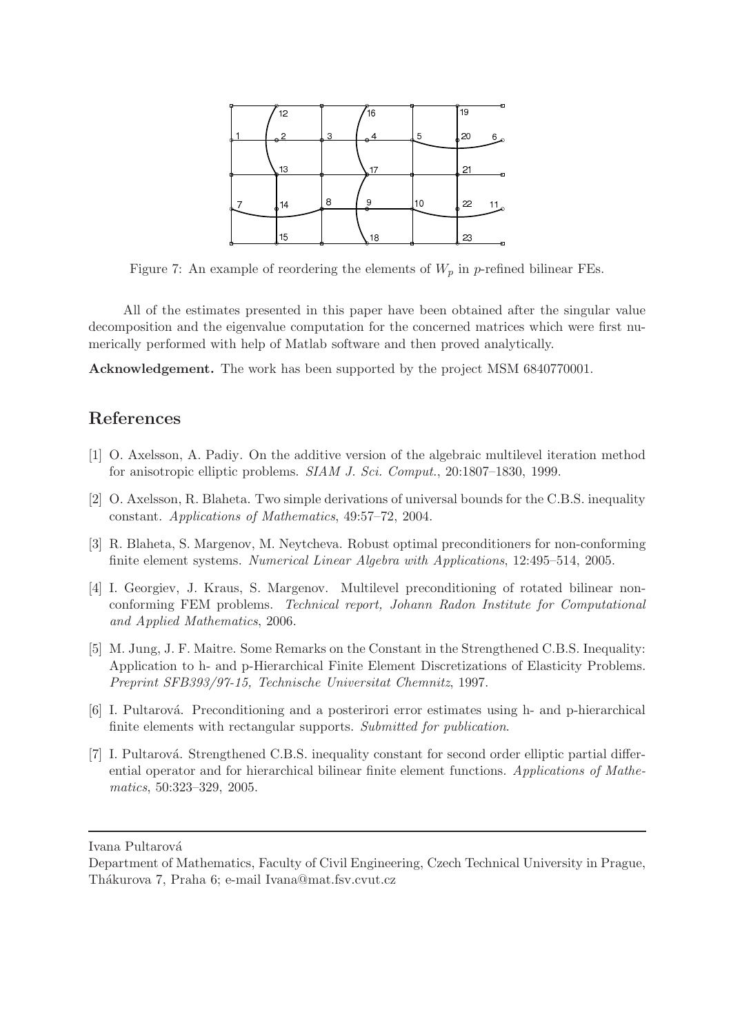12
16
19
1
2
3
4
5
20
6
13
17
21
7
14
8
9
10
22
11
15
18
23

Figure 7: An example of reordering the elements of $W_p$ in $p$-refined bilinear FEs.

All of the estimates presented in this paper have been obtained after the singular value decomposition and the eigenvalue computation for the concerned matrices which were first numerically performed with help of Matlab software and then proved analytically.

**Acknowledgement.** The work has been supported by the project MSM 6840770001.

## References

[1] O. Axelsson, A. Padiy. On the additive version of the algebraic multilevel iteration method for anisotropic elliptic problems. *SIAM J. Sci. Comput.*, 20:1807–1830, 1999.

[2] O. Axelsson, R. Blaheta. Two simple derivations of universal bounds for the C.B.S. inequality constant. *Applications of Mathematics*, 49:57–72, 2004.

[3] R. Blaheta, S. Margenov, M. Neytcheva. Robust optimal preconditioners for non-conforming finite element systems. *Numerical Linear Algebra with Applications*, 12:495–514, 2005.

[4] I. Georgiev, J. Kraus, S. Margenov. Multilevel preconditioning of rotated bilinear non-conforming FEM problems. *Technical report, Johann Radon Institute for Computational and Applied Mathematics*, 2006.

[5] M. Jung, J. F. Maitre. Some Remarks on the Constant in the Strengthened C.B.S. Inequality: Application to h- and p-Hierarchical Finite Element Discretizations of Elasticity Problems. *Preprint SFB393/97-15, Technische Universitat Chemnitz*, 1997.

[6] I. Pultarová. Preconditioning and a posterirori error estimates using h- and p-hierarchical finite elements with rectangular supports. *Submitted for publication*.

[7] I. Pultarová. Strengthened C.B.S. inequality constant for second order elliptic partial differential operator and for hierarchical bilinear finite element functions. *Applications of Mathematics*, 50:323–329, 2005.

---

Ivana Pultarová

Department of Mathematics, Faculty of Civil Engineering, Czech Technical University in Prague, Thákurova 7, Praha 6; e-mail Ivana@mat.fsv.cvut.cz